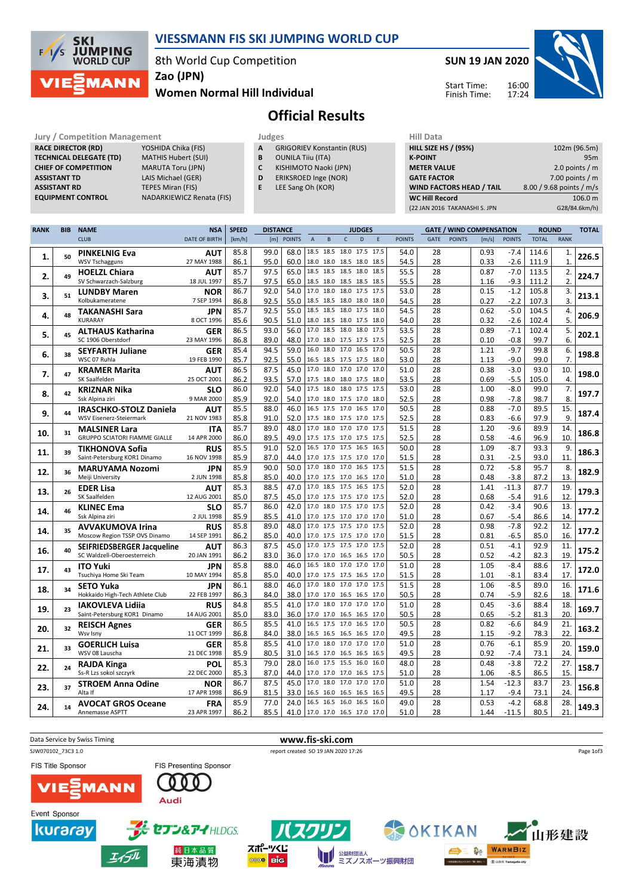# VIESSMANN FIS SKI JUMPING WORLD CUP

8th World Cup Competition
Zao (JPN)
Women Normal Hill Individual

SUN 19 JAN 2020

Start Time: 16:00
Finish Time: 17:24

## Official Results

| Jury / Competition Management | |
|---|---|
| RACE DIRECTOR (RD) | YOSHIDA Chika (FIS) |
| TECHNICAL DELEGATE (TD) | MATHIS Hubert (SUI) |
| CHIEF OF COMPETITION | MARUTA Toru (JPN) |
| ASSISTANT TD | LAIS Michael (GER) |
| ASSISTANT RD | TEPES Miran (FIS) |
| EQUIPMENT CONTROL | NADARKIEWICZ Renata (FIS) |

| Judges | |
|---|---|
| A | GRIGORIEV Konstantin (RUS) |
| B | OUNILA Tiiu (ITA) |
| C | KISHIMOTO Naoki (JPN) |
| D | ERIKSROED Inge (NOR) |
| E | LEE Sang Oh (KOR) |

| Hill Data | |
|---|---|
| HILL SIZE HS / (95%) | 102m (96.5m) |
| K-POINT | 95m |
| METER VALUE | 2.0 points / m |
| GATE FACTOR | 7.00 points / m |
| WIND FACTORS HEAD / TAIL | 8.00 / 9.68 points / m/s |
| WC Hill Record | 106.0 m |
| (22 JAN 2016 TAKANASHI S. JPN | G28/84.6km/h) |

| RANK | BIB | NAME / CLUB | NSA / DATE OF BIRTH | SPEED [km/h] | DISTANCE [m] | DISTANCE POINTS | A | B | C | D | E | JUDGES POINTS | GATE | GATE POINTS | WIND [m/s] | WIND POINTS | ROUND TOTAL | ROUND RANK | TOTAL |
|---|---|---|---|---|---|---|---|---|---|---|---|---|---|---|---|---|---|---|---|
| 1. | 50 | PINKELNIG Eva | AUT | 85.8 | 99.0 | 68.0 | 18.5 | 18.5 | 18.0 | 17.5 | 17.5 | 54.0 | 28 | | 0.93 | -7.4 | 114.6 | 1. | 226.5 |
| | | WSV Tschagguns | 27 MAY 1988 | 86.1 | 95.0 | 60.0 | 18.0 | 18.0 | 18.5 | 18.0 | 18.5 | 54.5 | 28 | | 0.33 | -2.6 | 111.9 | 1. | |
| 2. | 49 | HOELZL Chiara | AUT | 85.7 | 97.5 | 65.0 | 18.5 | 18.5 | 18.5 | 18.0 | 18.5 | 55.5 | 28 | | 0.87 | -7.0 | 113.5 | 2. | 224.7 |
| | | SV Schwarzach-Salzburg | 18 JUL 1997 | 85.7 | 97.5 | 65.0 | 18.5 | 18.0 | 18.5 | 18.5 | 18.5 | 55.5 | 28 | | 1.16 | -9.3 | 111.2 | 2. | |
| 3. | 51 | LUNDBY Maren | NOR | 86.7 | 92.0 | 54.0 | 17.0 | 18.0 | 18.0 | 17.5 | 17.5 | 53.0 | 28 | | 0.15 | -1.2 | 105.8 | 3. | 213.1 |
| | | Kolbukameratene | 7 SEP 1994 | 86.8 | 92.5 | 55.0 | 18.5 | 18.5 | 18.0 | 18.0 | 18.0 | 54.5 | 28 | | 0.27 | -2.2 | 107.3 | 3. | |
| 4. | 48 | TAKANASHI Sara | JPN | 85.7 | 92.5 | 55.0 | 18.5 | 18.5 | 18.0 | 17.5 | 18.0 | 54.5 | 28 | | 0.62 | -5.0 | 104.5 | 4. | 206.9 |
| | | KURARAY | 8 OCT 1996 | 85.6 | 90.5 | 51.0 | 18.0 | 18.5 | 18.0 | 17.5 | 18.0 | 54.0 | 28 | | 0.32 | -2.6 | 102.4 | 5. | |
| 5. | 45 | ALTHAUS Katharina | GER | 86.5 | 93.0 | 56.0 | 17.0 | 18.5 | 18.0 | 18.0 | 17.5 | 53.5 | 28 | | 0.89 | -7.1 | 102.4 | 5. | 202.1 |
| | | SC 1906 Oberstdorf | 23 MAY 1996 | 86.8 | 89.0 | 48.0 | 17.0 | 18.0 | 17.5 | 17.5 | 17.5 | 52.5 | 28 | | 0.10 | -0.8 | 99.7 | 6. | |
| 6. | 38 | SEYFARTH Juliane | GER | 85.4 | 94.5 | 59.0 | 16.0 | 18.0 | 17.0 | 16.5 | 17.0 | 50.5 | 28 | | 1.21 | -9.7 | 99.8 | 6. | 198.8 |
| | | WSC 07 Ruhla | 19 FEB 1990 | 85.7 | 92.5 | 55.0 | 16.5 | 18.5 | 17.5 | 17.5 | 18.0 | 53.0 | 28 | | 1.13 | -9.0 | 99.0 | 7. | |
| 7. | 47 | KRAMER Marita | AUT | 86.5 | 87.5 | 45.0 | 17.0 | 18.0 | 17.0 | 17.0 | 17.0 | 51.0 | 28 | | 0.38 | -3.0 | 93.0 | 10. | 198.0 |
| | | SK Saalfelden | 25 OCT 2001 | 86.2 | 93.5 | 57.0 | 17.5 | 18.0 | 18.0 | 17.5 | 18.0 | 53.5 | 28 | | 0.69 | -5.5 | 105.0 | 4. | |
| 8. | 42 | KRIZNAR Nika | SLO | 86.0 | 92.0 | 54.0 | 17.5 | 18.0 | 18.0 | 17.5 | 17.5 | 53.0 | 28 | | 1.00 | -8.0 | 99.0 | 7. | 197.7 |
| | | Ssk Alpina ziri | 9 MAR 2000 | 85.9 | 92.0 | 54.0 | 17.0 | 18.0 | 17.5 | 17.0 | 18.0 | 52.5 | 28 | | 0.98 | -7.8 | 98.7 | 8. | |
| 9. | 44 | IRASCHKO-STOLZ Daniela | AUT | 85.5 | 88.0 | 46.0 | 16.5 | 17.5 | 17.0 | 16.5 | 17.0 | 50.5 | 28 | | 0.88 | -7.0 | 89.5 | 15. | 187.4 |
| | | WSV Eisenerz-Steiermark | 21 NOV 1983 | 85.8 | 91.0 | 52.0 | 17.5 | 18.0 | 17.5 | 17.0 | 17.5 | 52.5 | 28 | | 0.83 | -6.6 | 97.9 | 9. | |
| 10. | 31 | MALSINER Lara | ITA | 85.7 | 89.0 | 48.0 | 17.0 | 18.0 | 17.0 | 17.0 | 17.5 | 51.5 | 28 | | 1.20 | -9.6 | 89.9 | 14. | 186.8 |
| | | GRUPPO SCIATORI FIAMME GIALLE | 14 APR 2000 | 86.0 | 89.5 | 49.0 | 17.5 | 17.5 | 17.0 | 17.5 | 17.5 | 52.5 | 28 | | 0.58 | -4.6 | 96.9 | 10. | |
| 11. | 39 | TIKHONOVA Sofia | RUS | 85.5 | 91.0 | 52.0 | 16.5 | 17.0 | 17.5 | 16.5 | 16.5 | 50.0 | 28 | | 1.09 | -8.7 | 93.3 | 9. | 186.3 |
| | | Saint-Petersburg KOR1 Dinamo | 16 NOV 1998 | 85.9 | 87.0 | 44.0 | 17.0 | 17.5 | 17.5 | 17.0 | 17.0 | 51.5 | 28 | | 0.31 | -2.5 | 93.0 | 11. | |
| 12. | 36 | MARUYAMA Nozomi | JPN | 85.9 | 90.0 | 50.0 | 17.0 | 18.0 | 17.0 | 16.5 | 17.5 | 51.5 | 28 | | 0.72 | -5.8 | 95.7 | 8. | 182.9 |
| | | Meiji University | 2 JUN 1998 | 85.8 | 85.0 | 40.0 | 17.0 | 17.5 | 17.0 | 16.5 | 17.0 | 51.0 | 28 | | 0.48 | -3.8 | 87.2 | 13. | |
| 13. | 26 | EDER Lisa | AUT | 85.3 | 88.5 | 47.0 | 17.0 | 18.5 | 17.5 | 16.5 | 17.5 | 52.0 | 28 | | 1.41 | -11.3 | 87.7 | 19. | 179.3 |
| | | SK Saalfelden | 12 AUG 2001 | 85.0 | 87.5 | 45.0 | 17.0 | 17.5 | 17.5 | 17.0 | 17.5 | 52.0 | 28 | | 0.68 | -5.4 | 91.6 | 12. | |
| 14. | 46 | KLINEC Ema | SLO | 85.7 | 86.0 | 42.0 | 17.0 | 18.0 | 17.5 | 17.0 | 17.5 | 52.0 | 28 | | 0.42 | -3.4 | 90.6 | 13. | 177.2 |
| | | Ssk Alpina ziri | 2 JUL 1998 | 85.9 | 85.5 | 41.0 | 17.0 | 17.5 | 17.0 | 17.0 | 17.0 | 51.0 | 28 | | 0.67 | -5.4 | 86.6 | 14. | |
| 14. | 35 | AVVAKUMOVA Irina | RUS | 85.8 | 89.0 | 48.0 | 17.0 | 17.5 | 17.5 | 17.0 | 17.5 | 52.0 | 28 | | 0.98 | -7.8 | 92.2 | 12. | 177.2 |
| | | Moscow Region TSSP OVS Dinamo | 14 SEP 1991 | 86.2 | 85.0 | 40.0 | 17.0 | 17.5 | 17.5 | 17.0 | 17.0 | 51.5 | 28 | | 0.81 | -6.5 | 85.0 | 16. | |
| 16. | 40 | SEIFRIEDSBERGER Jacqueline | AUT | 86.3 | 87.5 | 45.0 | 17.0 | 17.5 | 17.5 | 17.0 | 17.5 | 52.0 | 28 | | 0.51 | -4.1 | 92.9 | 11. | 175.2 |
| | | SC Waldzell-Oberoesterreich | 20 JAN 1991 | 86.2 | 83.0 | 36.0 | 17.0 | 17.0 | 16.5 | 16.5 | 17.0 | 50.5 | 28 | | 0.52 | -4.2 | 82.3 | 19. | |
| 17. | 43 | ITO Yuki | JPN | 85.8 | 88.0 | 46.0 | 16.5 | 18.0 | 17.0 | 17.0 | 17.0 | 51.0 | 28 | | 1.05 | -8.4 | 88.6 | 17. | 172.0 |
| | | Tsuchiya Home Ski Team | 10 MAY 1994 | 85.8 | 85.0 | 40.0 | 17.0 | 17.0 | 17.5 | 16.5 | 17.0 | 51.5 | 28 | | 1.01 | -8.1 | 83.4 | 17. | |
| 18. | 34 | SETO Yuka | JPN | 86.1 | 88.0 | 46.0 | 17.0 | 18.0 | 17.0 | 17.0 | 17.5 | 51.5 | 28 | | 1.06 | -8.5 | 89.0 | 16. | 171.6 |
| | | Hokkaido High-Tech Athlete Club | 22 FEB 1997 | 86.3 | 84.0 | 38.0 | 17.0 | 17.0 | 16.5 | 16.5 | 17.0 | 50.5 | 28 | | 0.74 | -5.9 | 82.6 | 18. | |
| 19. | 23 | IAKOVLEVA Lidiia | RUS | 84.8 | 85.5 | 41.0 | 17.0 | 18.0 | 17.0 | 17.0 | 17.0 | 51.0 | 28 | | 0.45 | -3.6 | 88.4 | 18. | 169.7 |
| | | Saint-Petersburg KOR1 Dinamo | 14 AUG 2001 | 85.0 | 83.0 | 36.0 | 17.0 | 17.0 | 16.5 | 16.5 | 17.0 | 50.5 | 28 | | 0.65 | -5.2 | 81.3 | 20. | |
| 20. | 32 | REISCH Agnes | GER | 86.5 | 85.5 | 41.0 | 16.5 | 17.5 | 17.0 | 16.5 | 17.0 | 50.5 | 28 | | 0.82 | -6.6 | 84.9 | 21. | 163.2 |
| | | Wsv Isny | 11 OCT 1999 | 86.8 | 84.0 | 38.0 | 16.5 | 16.5 | 16.5 | 16.5 | 17.0 | 49.5 | 28 | | 1.15 | -9.2 | 78.3 | 22. | |
| 21. | 33 | GOERLICH Luisa | GER | 85.8 | 85.5 | 41.0 | 17.0 | 18.0 | 17.0 | 17.0 | 17.0 | 51.0 | 28 | | 0.76 | -6.1 | 85.9 | 20. | 159.0 |
| | | WSV 08 Lauscha | 21 DEC 1998 | 85.9 | 80.5 | 31.0 | 16.5 | 17.0 | 16.5 | 16.5 | 16.5 | 49.5 | 28 | | 0.92 | -7.4 | 73.1 | 24. | |
| 22. | 24 | RAJDA Kinga | POL | 85.3 | 79.0 | 28.0 | 16.0 | 17.5 | 15.5 | 16.0 | 16.0 | 48.0 | 28 | | 0.48 | -3.8 | 72.2 | 27. | 158.7 |
| | | Ss-R Lzs sokol szczyrk | 22 DEC 2000 | 85.3 | 87.0 | 44.0 | 17.0 | 17.0 | 17.0 | 16.5 | 17.5 | 51.0 | 28 | | 1.06 | -8.5 | 86.5 | 15. | |
| 23. | 37 | STROEM Anna Odine | NOR | 86.7 | 87.5 | 45.0 | 17.0 | 18.0 | 17.0 | 17.0 | 17.0 | 51.0 | 28 | | 1.54 | -12.3 | 83.7 | 23. | 156.8 |
| | | Alta If | 17 APR 1998 | 86.9 | 81.5 | 33.0 | 16.5 | 16.0 | 16.5 | 16.5 | 16.5 | 49.5 | 28 | | 1.17 | -9.4 | 73.1 | 24. | |
| 24. | 14 | AVOCAT GROS Oceane | FRA | 85.9 | 77.0 | 24.0 | 16.5 | 16.5 | 16.0 | 16.5 | 16.0 | 49.0 | 28 | | 0.53 | -4.2 | 68.8 | 28. | 149.3 |
| | | Annemasse ASPTT | 23 APR 1997 | 86.2 | 85.5 | 41.0 | 17.0 | 17.0 | 16.5 | 17.0 | 17.0 | 51.0 | 28 | | 1.44 | -11.5 | 80.5 | 21. | |

Data Service by Swiss Timing
www.fis-ski.com
SJW070102_73C3 1.0
report created SO 19 JAN 2020 17:26

FIS Title Sponsor
FIS Presenting Sponsor
Event Sponsor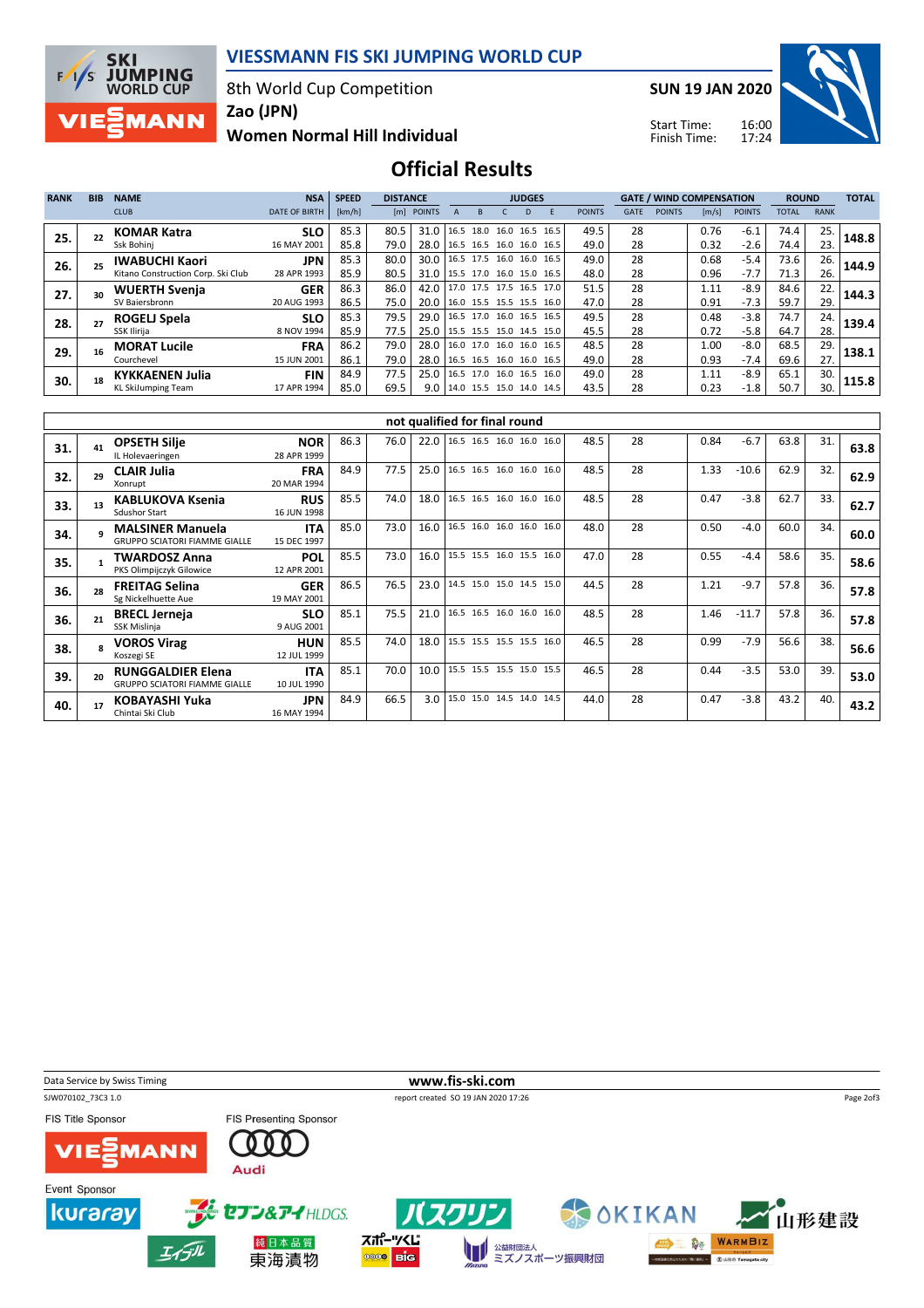# VIESSMANN FIS SKI JUMPING WORLD CUP

8th World Cup Competition
Zao (JPN)
Women Normal Hill Individual

SUN 19 JAN 2020

Start Time: 16:00
Finish Time: 17:24

## Official Results

| RANK | BIB | NAME / CLUB | NSA / DATE OF BIRTH | SPEED [km/h] | DISTANCE [m] | DISTANCE POINTS | A | B | C | D | E | JUDGES POINTS | GATE | GATE POINTS | WIND [m/s] | WIND POINTS | ROUND TOTAL | ROUND RANK | TOTAL |
|---|---|---|---|---|---|---|---|---|---|---|---|---|---|---|---|---|---|---|---|
| 25. | 22 | KOMAR Katra / Ssk Bohinj | SLO / 16 MAY 2001 | 85.3 | 80.5 | 31.0 | 16.5 | 18.0 | 16.0 | 16.5 | 16.5 | 49.5 | 28 | | 0.76 | -6.1 | 74.4 | 25. | 148.8 |
| | | | | 85.8 | 79.0 | 28.0 | 16.5 | 16.5 | 16.0 | 16.0 | 16.5 | 49.0 | 28 | | 0.32 | -2.6 | 74.4 | 23. | |
| 26. | 25 | IWABUCHI Kaori / Kitano Construction Corp. Ski Club | JPN / 28 APR 1993 | 85.3 | 80.0 | 30.0 | 16.5 | 17.5 | 16.0 | 16.0 | 16.5 | 49.0 | 28 | | 0.68 | -5.4 | 73.6 | 26. | 144.9 |
| | | | | 85.9 | 80.5 | 31.0 | 15.5 | 17.0 | 16.0 | 15.0 | 16.5 | 48.0 | 28 | | 0.96 | -7.7 | 71.3 | 26. | |
| 27. | 30 | WUERTH Svenja / SV Baiersbronn | GER / 20 AUG 1993 | 86.3 | 86.0 | 42.0 | 17.0 | 17.5 | 17.5 | 16.5 | 17.0 | 51.5 | 28 | | 1.11 | -8.9 | 84.6 | 22. | 144.3 |
| | | | | 86.5 | 75.0 | 20.0 | 16.0 | 15.5 | 15.5 | 15.5 | 16.0 | 47.0 | 28 | | 0.91 | -7.3 | 59.7 | 29. | |
| 28. | 27 | ROGELJ Spela / SSK Ilirija | SLO / 8 NOV 1994 | 85.3 | 79.5 | 29.0 | 16.5 | 17.0 | 16.0 | 16.5 | 16.5 | 49.5 | 28 | | 0.48 | -3.8 | 74.7 | 24. | 139.4 |
| | | | | 85.9 | 77.5 | 25.0 | 15.5 | 15.5 | 15.0 | 14.5 | 15.0 | 45.5 | 28 | | 0.72 | -5.8 | 64.7 | 28. | |
| 29. | 16 | MORAT Lucile / Courchevel | FRA / 15 JUN 2001 | 86.2 | 79.0 | 28.0 | 16.0 | 17.0 | 16.0 | 16.0 | 16.5 | 48.5 | 28 | | 1.00 | -8.0 | 68.5 | 29. | 138.1 |
| | | | | 86.1 | 79.0 | 28.0 | 16.5 | 16.5 | 16.0 | 16.0 | 16.5 | 49.0 | 28 | | 0.93 | -7.4 | 69.6 | 27. | |
| 30. | 18 | KYKKAENEN Julia / KL SkiJumping Team | FIN / 17 APR 1994 | 84.9 | 77.5 | 25.0 | 16.5 | 17.0 | 16.0 | 16.5 | 16.0 | 49.0 | 28 | | 1.11 | -8.9 | 65.1 | 30. | 115.8 |
| | | | | 85.0 | 69.5 | 9.0 | 14.0 | 15.5 | 15.0 | 14.0 | 14.5 | 43.5 | 28 | | 0.23 | -1.8 | 50.7 | 30. | |

### not qualified for final round

| RANK | BIB | NAME / CLUB | NSA / DATE OF BIRTH | SPEED [km/h] | DISTANCE [m] | DISTANCE POINTS | A | B | C | D | E | JUDGES POINTS | GATE | GATE POINTS | WIND [m/s] | WIND POINTS | ROUND TOTAL | ROUND RANK | TOTAL |
|---|---|---|---|---|---|---|---|---|---|---|---|---|---|---|---|---|---|---|---|
| 31. | 41 | OPSETH Silje / IL Holevaeringen | NOR / 28 APR 1999 | 86.3 | 76.0 | 22.0 | 16.5 | 16.5 | 16.0 | 16.0 | 16.0 | 48.5 | 28 | | 0.84 | -6.7 | 63.8 | 31. | 63.8 |
| 32. | 29 | CLAIR Julia / Xonrupt | FRA / 20 MAR 1994 | 84.9 | 77.5 | 25.0 | 16.5 | 16.5 | 16.0 | 16.0 | 16.0 | 48.5 | 28 | | 1.33 | -10.6 | 62.9 | 32. | 62.9 |
| 33. | 13 | KABLUKOVA Ksenia / Sdushor Start | RUS / 16 JUN 1998 | 85.5 | 74.0 | 18.0 | 16.5 | 16.5 | 16.0 | 16.0 | 16.0 | 48.5 | 28 | | 0.47 | -3.8 | 62.7 | 33. | 62.7 |
| 34. | 9 | MALSINER Manuela / GRUPPO SCIATORI FIAMME GIALLE | ITA / 15 DEC 1997 | 85.0 | 73.0 | 16.0 | 16.5 | 16.0 | 16.0 | 16.0 | 16.0 | 48.0 | 28 | | 0.50 | -4.0 | 60.0 | 34. | 60.0 |
| 35. | 1 | TWARDOSZ Anna / PKS Olimpijczyk Gilowice | POL / 12 APR 2001 | 85.5 | 73.0 | 16.0 | 15.5 | 15.5 | 16.0 | 15.5 | 16.0 | 47.0 | 28 | | 0.55 | -4.4 | 58.6 | 35. | 58.6 |
| 36. | 28 | FREITAG Selina / Sg Nickelhuette Aue | GER / 19 MAY 2001 | 86.5 | 76.5 | 23.0 | 14.5 | 15.0 | 15.0 | 14.5 | 15.0 | 44.5 | 28 | | 1.21 | -9.7 | 57.8 | 36. | 57.8 |
| 36. | 21 | BRECL Jerneja / SSK Mislinja | SLO / 9 AUG 2001 | 85.1 | 75.5 | 21.0 | 16.5 | 16.5 | 16.0 | 16.0 | 16.0 | 48.5 | 28 | | 1.46 | -11.7 | 57.8 | 36. | 57.8 |
| 38. | 8 | VOROS Virag / Koszegi SE | HUN / 12 JUL 1999 | 85.5 | 74.0 | 18.0 | 15.5 | 15.5 | 15.5 | 15.5 | 16.0 | 46.5 | 28 | | 0.99 | -7.9 | 56.6 | 38. | 56.6 |
| 39. | 20 | RUNGGALDIER Elena / GRUPPO SCIATORI FIAMME GIALLE | ITA / 10 JUL 1990 | 85.1 | 70.0 | 10.0 | 15.5 | 15.5 | 15.5 | 15.0 | 15.5 | 46.5 | 28 | | 0.44 | -3.5 | 53.0 | 39. | 53.0 |
| 40. | 17 | KOBAYASHI Yuka / Chintai Ski Club | JPN / 16 MAY 1994 | 84.9 | 66.5 | 3.0 | 15.0 | 15.0 | 14.5 | 14.0 | 14.5 | 44.0 | 28 | | 0.47 | -3.8 | 43.2 | 40. | 43.2 |

Data Service by Swiss Timing
www.fis-ski.com
SJW070102_73C3 1.0
report created SO 19 JAN 2020 17:26

FIS Title Sponsor: VIESSMANN
FIS Presenting Sponsor: Audi
Event Sponsor: kuraray, セブン&アイHLDGS., バスクリン, OKIKAN, 山形建設, エイブル, 純日本品質 東海漬物, スポーツくじ BIG, 公益財団法人 ミズノスポーツ振興財団, WARMBIZ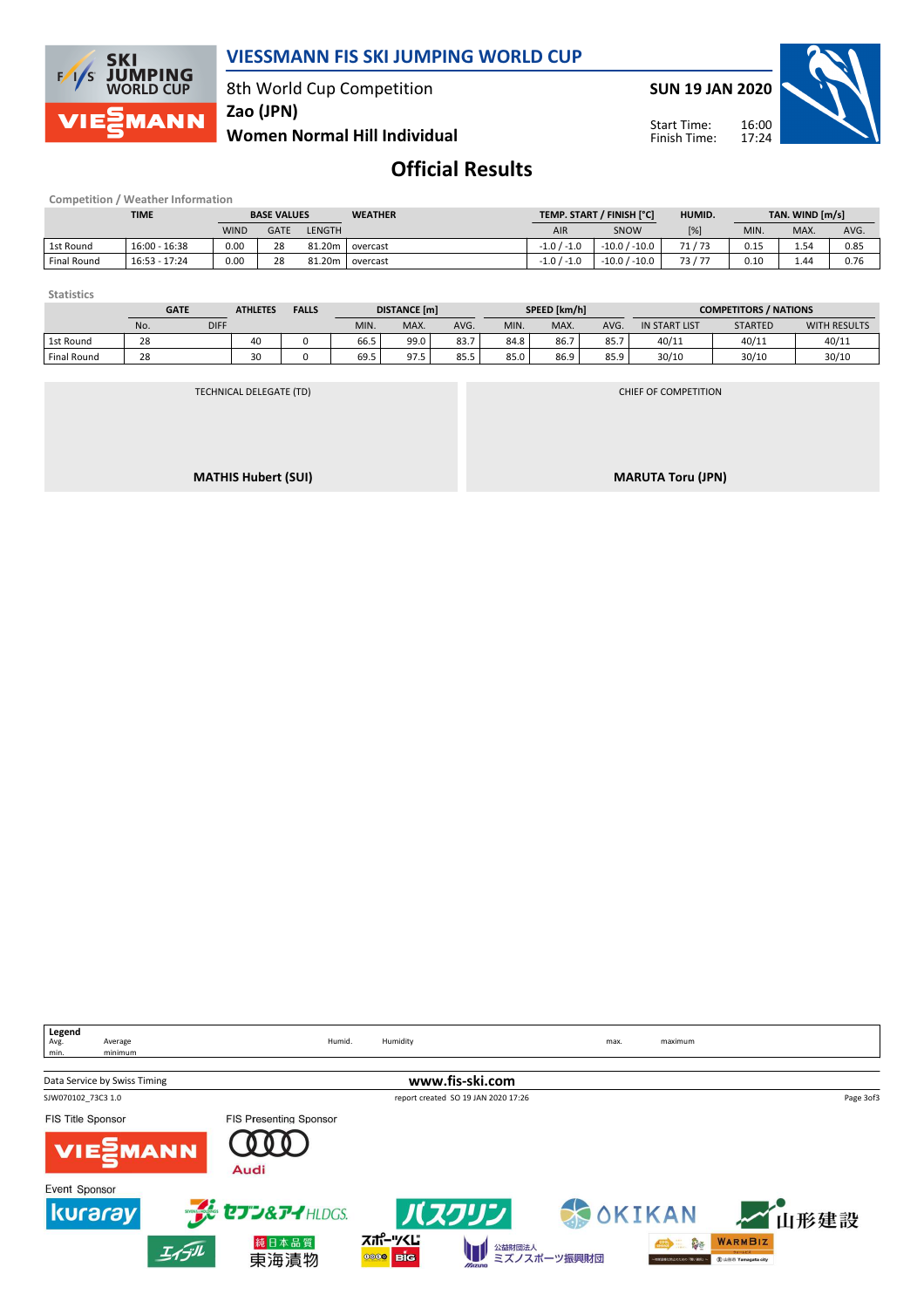# VIESSMANN FIS SKI JUMPING WORLD CUP

8th World Cup Competition

Zao (JPN)

**Women Normal Hill Individual**

**SUN 19 JAN 2020**

Start Time: 16:00
Finish Time: 17:24

## Official Results

### Competition / Weather Information

| | TIME | BASE VALUES | | | WEATHER | TEMP. START / FINISH [°C] | | HUMID. | TAN. WIND [m/s] | | |
|---|---|---|---|---|---|---|---|---|---|---|---|
| | | WIND | GATE | LENGTH | | AIR | SNOW | [%] | MIN. | MAX. | AVG. |
| 1st Round | 16:00 - 16:38 | 0.00 | 28 | 81.20m | overcast | -1.0 / -1.0 | -10.0 / -10.0 | 71 / 73 | 0.15 | 1.54 | 0.85 |
| Final Round | 16:53 - 17:24 | 0.00 | 28 | 81.20m | overcast | -1.0 / -1.0 | -10.0 / -10.0 | 73 / 77 | 0.10 | 1.44 | 0.76 |

### Statistics

| | GATE | | ATHLETES | FALLS | DISTANCE [m] | | | SPEED [km/h] | | | COMPETITORS / NATIONS | | |
|---|---|---|---|---|---|---|---|---|---|---|---|---|---|
| | No. | DIFF | | | MIN. | MAX. | AVG. | MIN. | MAX. | AVG. | IN START LIST | STARTED | WITH RESULTS |
| 1st Round | 28 | | 40 | 0 | 66.5 | 99.0 | 83.7 | 84.8 | 86.7 | 85.7 | 40/11 | 40/11 | 40/11 |
| Final Round | 28 | | 30 | 0 | 69.5 | 97.5 | 85.5 | 85.0 | 86.9 | 85.9 | 30/10 | 30/10 | 30/10 |

TECHNICAL DELEGATE (TD)

**MATHIS Hubert (SUI)**

CHIEF OF COMPETITION

**MARUTA Toru (JPN)**

**Legend**

| | | | | | |
|---|---|---|---|---|---|
| Avg. | Average | Humid. | Humidity | max. | maximum |
| min. | minimum | | | | |

Data Service by Swiss Timing

www.fis-ski.com

SJW070102_73C3 1.0

report created SO 19 JAN 2020 17:26

FIS Title Sponsor

FIS Presenting Sponsor

Event Sponsor